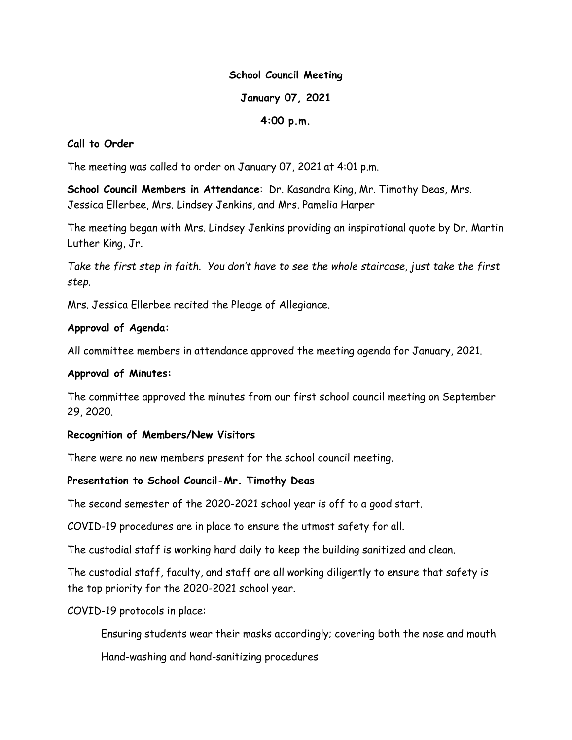**School Council Meeting**

**January 07, 2021**

**4:00 p.m.**

**Call to Order**

The meeting was called to order on January 07, 2021 at 4:01 p.m.

**School Council Members in Attendance**: Dr. Kasandra King, Mr. Timothy Deas, Mrs. Jessica Ellerbee, Mrs. Lindsey Jenkins, and Mrs. Pamelia Harper

The meeting began with Mrs. Lindsey Jenkins providing an inspirational quote by Dr. Martin Luther King, Jr.

*Take the first step in faith. You don't have to see the whole staircase, just take the first step.*

Mrs. Jessica Ellerbee recited the Pledge of Allegiance.

**Approval of Agenda:**

All committee members in attendance approved the meeting agenda for January, 2021.

**Approval of Minutes:**

The committee approved the minutes from our first school council meeting on September 29, 2020.

**Recognition of Members/New Visitors**

There were no new members present for the school council meeting.

**Presentation to School Council-Mr. Timothy Deas**

The second semester of the 2020-2021 school year is off to a good start.

COVID-19 procedures are in place to ensure the utmost safety for all.

The custodial staff is working hard daily to keep the building sanitized and clean.

The custodial staff, faculty, and staff are all working diligently to ensure that safety is the top priority for the 2020-2021 school year.

COVID-19 protocols in place:

Ensuring students wear their masks accordingly; covering both the nose and mouth

Hand-washing and hand-sanitizing procedures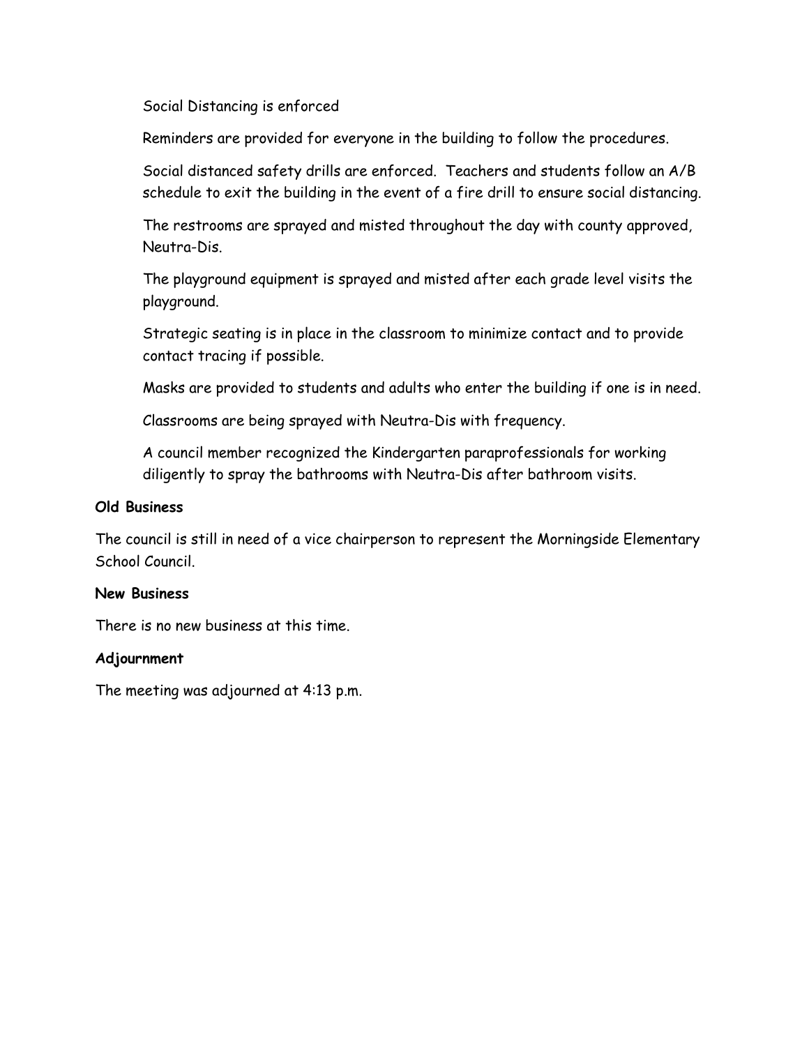Social Distancing is enforced

Reminders are provided for everyone in the building to follow the procedures.

Social distanced safety drills are enforced. Teachers and students follow an A/B schedule to exit the building in the event of a fire drill to ensure social distancing.

The restrooms are sprayed and misted throughout the day with county approved, Neutra-Dis.

The playground equipment is sprayed and misted after each grade level visits the playground.

Strategic seating is in place in the classroom to minimize contact and to provide contact tracing if possible.

Masks are provided to students and adults who enter the building if one is in need.

Classrooms are being sprayed with Neutra-Dis with frequency.

A council member recognized the Kindergarten paraprofessionals for working diligently to spray the bathrooms with Neutra-Dis after bathroom visits.

**Old Business**

The council is still in need of a vice chairperson to represent the Morningside Elementary School Council.

**New Business**

There is no new business at this time.

**Adjournment**

The meeting was adjourned at 4:13 p.m.